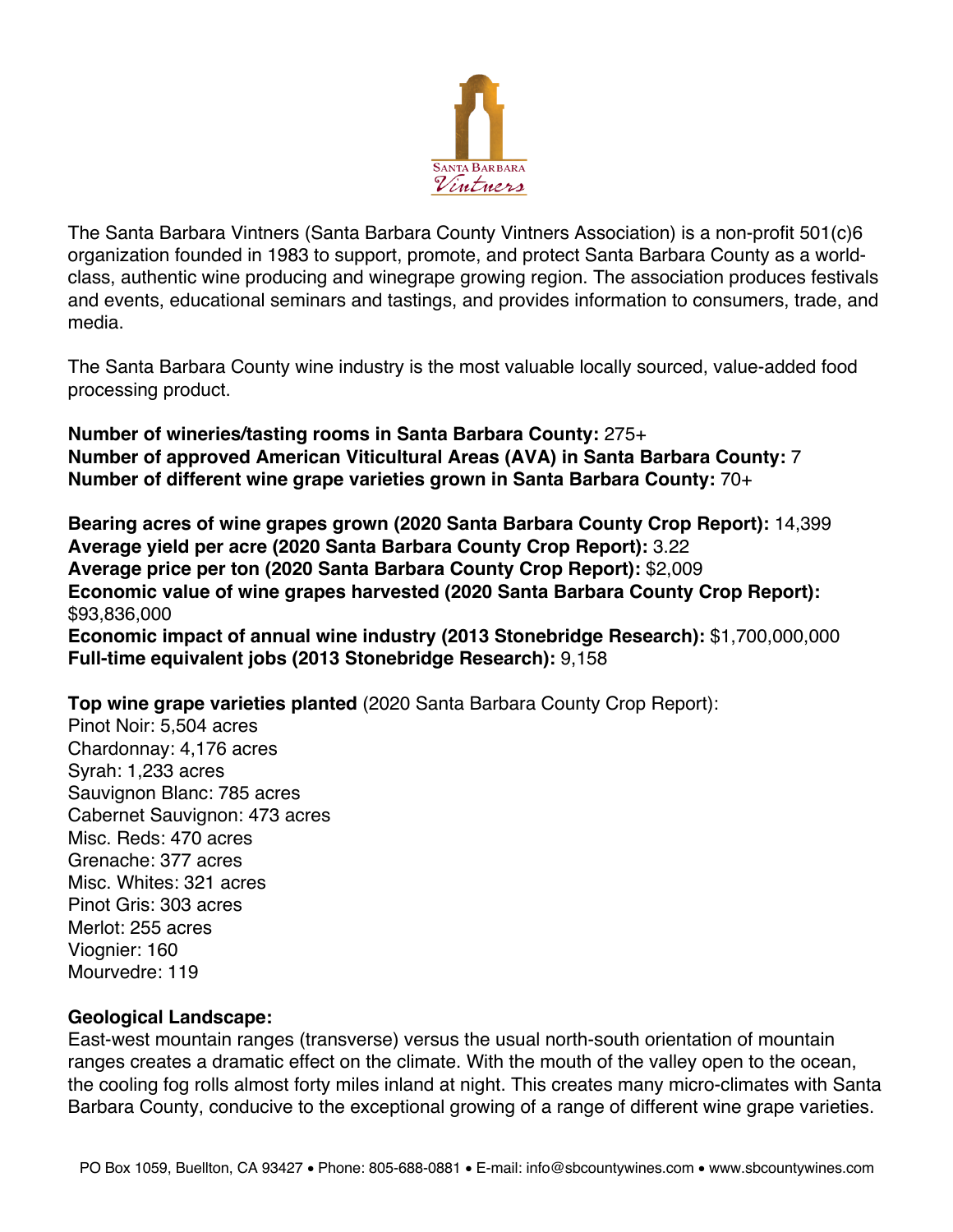The Santa Barbara Vintners (Santa Barbara County Vintners Association) is a non-profit 501(c)6 organization founded in 1983 to support, promote, and protect Santa Barbara County as a world-class, authentic wine producing and winegrape growing region. The association produces festivals and events, educational seminars and tastings, and provides information to consumers, trade, and media.

The Santa Barbara County wine industry is the most valuable locally sourced, value-added food processing product.

**Number of wineries/tasting rooms in Santa Barbara County:** 275+
**Number of approved American Viticultural Areas (AVA) in Santa Barbara County:** 7
**Number of different wine grape varieties grown in Santa Barbara County:** 70+

**Bearing acres of wine grapes grown (2020 Santa Barbara County Crop Report):** 14,399
**Average yield per acre (2020 Santa Barbara County Crop Report):** 3.22
**Average price per ton (2020 Santa Barbara County Crop Report):** $2,009
**Economic value of wine grapes harvested (2020 Santa Barbara County Crop Report):** $93,836,000
**Economic impact of annual wine industry (2013 Stonebridge Research):** $1,700,000,000
**Full-time equivalent jobs (2013 Stonebridge Research):** 9,158

**Top wine grape varieties planted** (2020 Santa Barbara County Crop Report):
Pinot Noir: 5,504 acres
Chardonnay: 4,176 acres
Syrah: 1,233 acres
Sauvignon Blanc: 785 acres
Cabernet Sauvignon: 473 acres
Misc. Reds: 470 acres
Grenache: 377 acres
Misc. Whites: 321 acres
Pinot Gris: 303 acres
Merlot: 255 acres
Viognier: 160
Mourvedre: 119

**Geological Landscape:**
East-west mountain ranges (transverse) versus the usual north-south orientation of mountain ranges creates a dramatic effect on the climate. With the mouth of the valley open to the ocean, the cooling fog rolls almost forty miles inland at night. This creates many micro-climates with Santa Barbara County, conducive to the exceptional growing of a range of different wine grape varieties.

PO Box 1059, Buellton, CA 93427 • Phone: 805-688-0881 • E-mail: info@sbcountywines.com • www.sbcountywines.com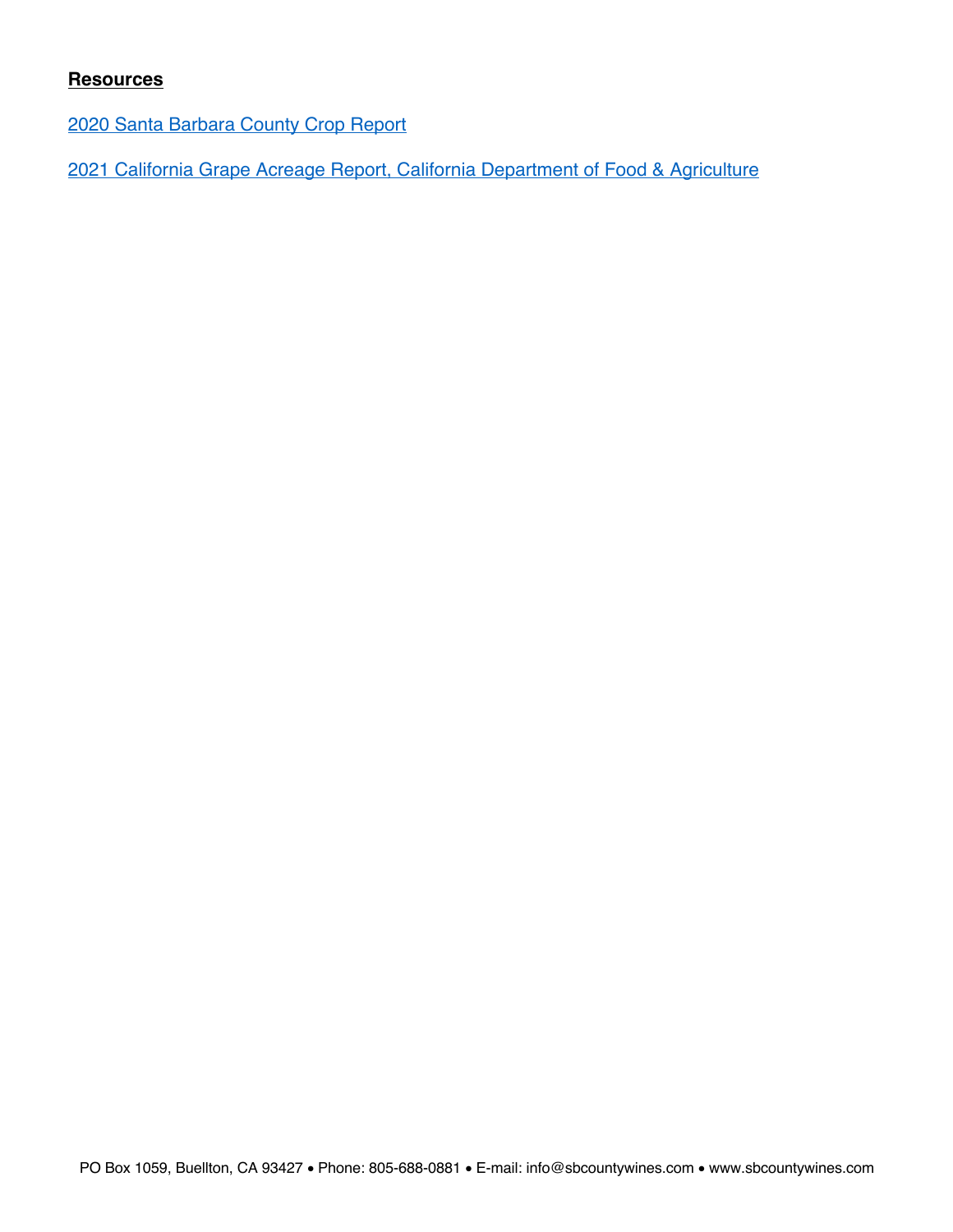**Resources**

2020 Santa Barbara County Crop Report

2021 California Grape Acreage Report, California Department of Food & Agriculture

PO Box 1059, Buellton, CA 93427 • Phone: 805-688-0881 • E-mail: info@sbcountywines.com • www.sbcountywines.com